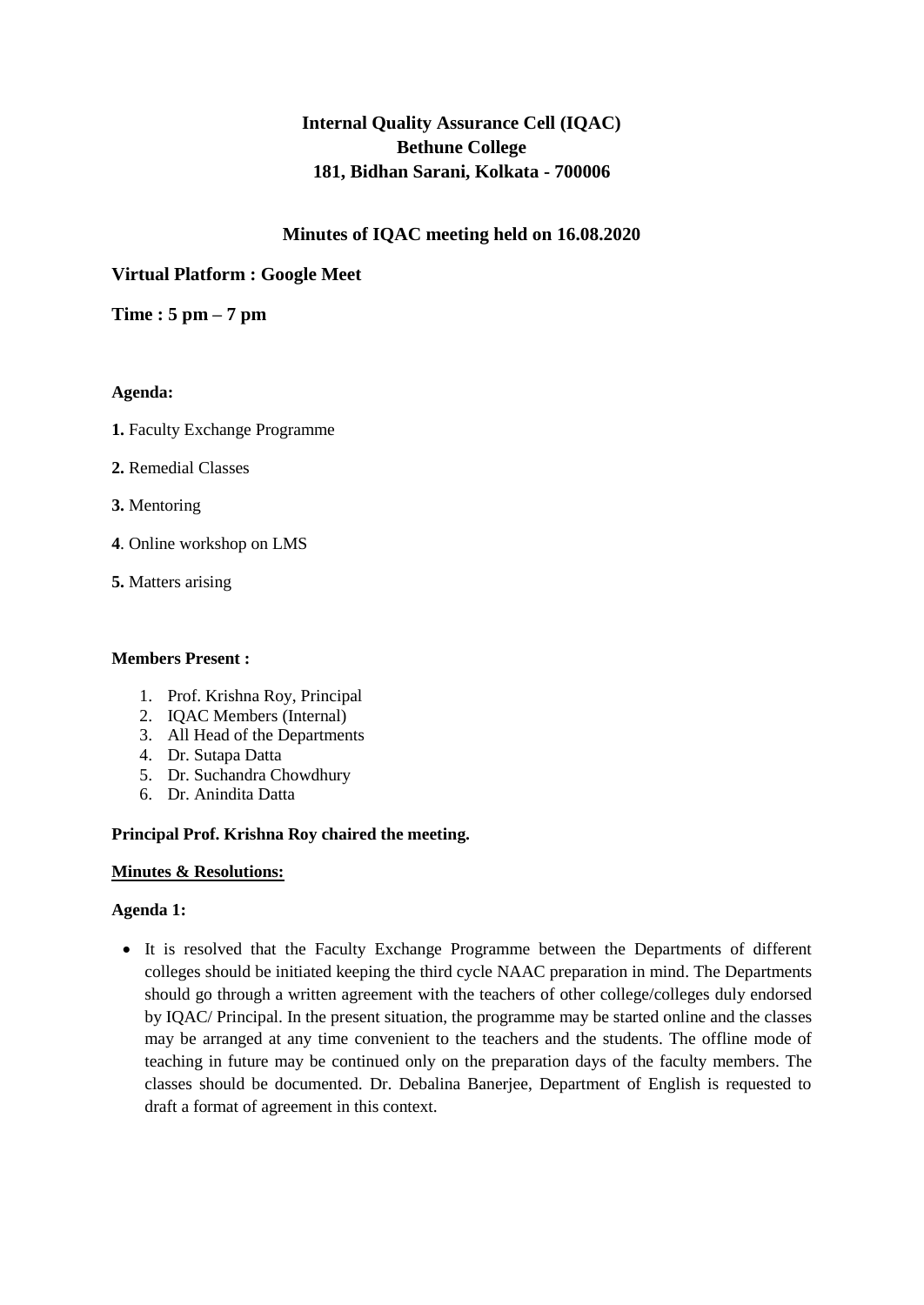# Internal Quality Assurance Cell (IQAC)
# Bethune College
# 181, Bidhan Sarani, Kolkata - 700006

## Minutes of IQAC meeting held on 16.08.2020

### Virtual Platform : Google Meet

### Time : 5 pm – 7 pm

**Agenda:**

**1.** Faculty Exchange Programme

**2.** Remedial Classes

**3.** Mentoring

**4**. Online workshop on LMS

**5.** Matters arising

**Members Present :**

1. Prof. Krishna Roy, Principal
2. IQAC Members (Internal)
3. All Head of the Departments
4. Dr. Sutapa Datta
5. Dr. Suchandra Chowdhury
6. Dr. Anindita Datta

**Principal Prof. Krishna Roy chaired the meeting.**

**Minutes & Resolutions:**

**Agenda 1:**

- It is resolved that the Faculty Exchange Programme between the Departments of different colleges should be initiated keeping the third cycle NAAC preparation in mind. The Departments should go through a written agreement with the teachers of other college/colleges duly endorsed by IQAC/ Principal. In the present situation, the programme may be started online and the classes may be arranged at any time convenient to the teachers and the students. The offline mode of teaching in future may be continued only on the preparation days of the faculty members. The classes should be documented. Dr. Debalina Banerjee, Department of English is requested to draft a format of agreement in this context.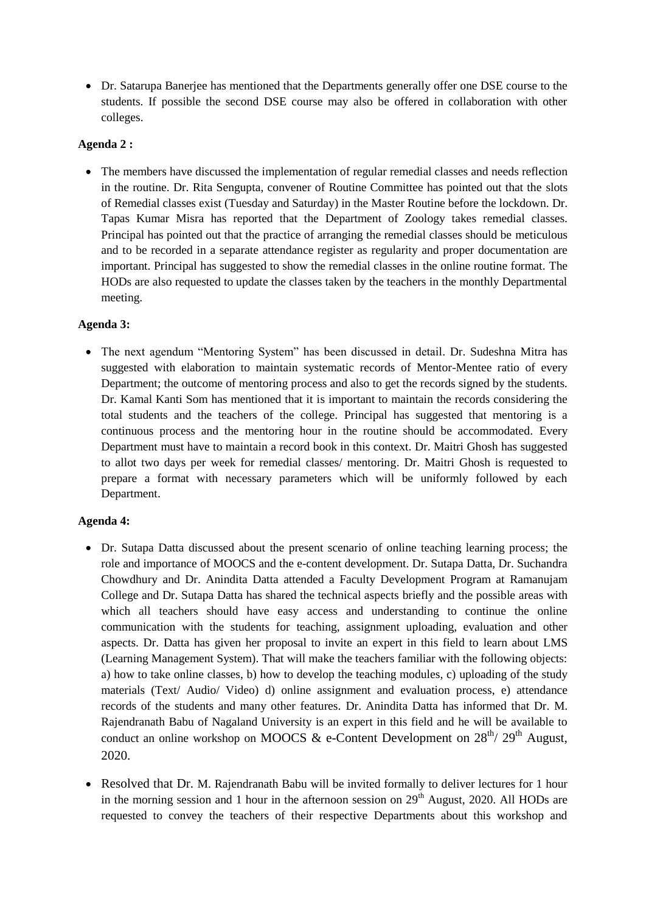- Dr. Satarupa Banerjee has mentioned that the Departments generally offer one DSE course to the students. If possible the second DSE course may also be offered in collaboration with other colleges.

**Agenda 2 :**

- The members have discussed the implementation of regular remedial classes and needs reflection in the routine. Dr. Rita Sengupta, convener of Routine Committee has pointed out that the slots of Remedial classes exist (Tuesday and Saturday) in the Master Routine before the lockdown. Dr. Tapas Kumar Misra has reported that the Department of Zoology takes remedial classes. Principal has pointed out that the practice of arranging the remedial classes should be meticulous and to be recorded in a separate attendance register as regularity and proper documentation are important. Principal has suggested to show the remedial classes in the online routine format. The HODs are also requested to update the classes taken by the teachers in the monthly Departmental meeting.

**Agenda 3:**

- The next agendum "Mentoring System" has been discussed in detail. Dr. Sudeshna Mitra has suggested with elaboration to maintain systematic records of Mentor-Mentee ratio of every Department; the outcome of mentoring process and also to get the records signed by the students. Dr. Kamal Kanti Som has mentioned that it is important to maintain the records considering the total students and the teachers of the college. Principal has suggested that mentoring is a continuous process and the mentoring hour in the routine should be accommodated. Every Department must have to maintain a record book in this context. Dr. Maitri Ghosh has suggested to allot two days per week for remedial classes/ mentoring. Dr. Maitri Ghosh is requested to prepare a format with necessary parameters which will be uniformly followed by each Department.

**Agenda 4:**

- Dr. Sutapa Datta discussed about the present scenario of online teaching learning process; the role and importance of MOOCS and the e-content development. Dr. Sutapa Datta, Dr. Suchandra Chowdhury and Dr. Anindita Datta attended a Faculty Development Program at Ramanujam College and Dr. Sutapa Datta has shared the technical aspects briefly and the possible areas with which all teachers should have easy access and understanding to continue the online communication with the students for teaching, assignment uploading, evaluation and other aspects. Dr. Datta has given her proposal to invite an expert in this field to learn about LMS (Learning Management System). That will make the teachers familiar with the following objects: a) how to take online classes, b) how to develop the teaching modules, c) uploading of the study materials (Text/ Audio/ Video) d) online assignment and evaluation process, e) attendance records of the students and many other features. Dr. Anindita Datta has informed that Dr. M. Rajendranath Babu of Nagaland University is an expert in this field and he will be available to conduct an online workshop on MOOCS & e-Content Development on 28th/ 29th August, 2020.

- Resolved that Dr. M. Rajendranath Babu will be invited formally to deliver lectures for 1 hour in the morning session and 1 hour in the afternoon session on 29th August, 2020. All HODs are requested to convey the teachers of their respective Departments about this workshop and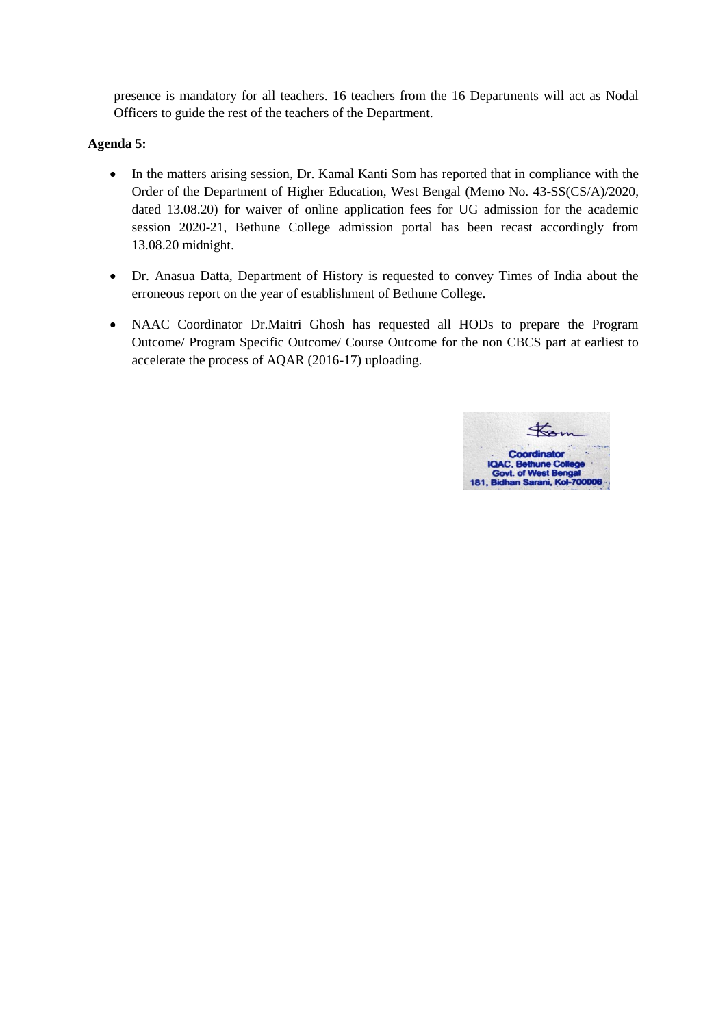presence is mandatory for all teachers. 16 teachers from the 16 Departments will act as Nodal Officers to guide the rest of the teachers of the Department.

**Agenda 5:**

- In the matters arising session, Dr. Kamal Kanti Som has reported that in compliance with the Order of the Department of Higher Education, West Bengal (Memo No. 43-SS(CS/A)/2020, dated 13.08.20) for waiver of online application fees for UG admission for the academic session 2020-21, Bethune College admission portal has been recast accordingly from 13.08.20 midnight.

- Dr. Anasua Datta, Department of History is requested to convey Times of India about the erroneous report on the year of establishment of Bethune College.

- NAAC Coordinator Dr.Maitri Ghosh has requested all HODs to prepare the Program Outcome/ Program Specific Outcome/ Course Outcome for the non CBCS part at earliest to accelerate the process of AQAR (2016-17) uploading.

Coordinator
IQAC, Bethune College
Govt. of West Bengal
181, Bidhan Sarani, Kol-700006